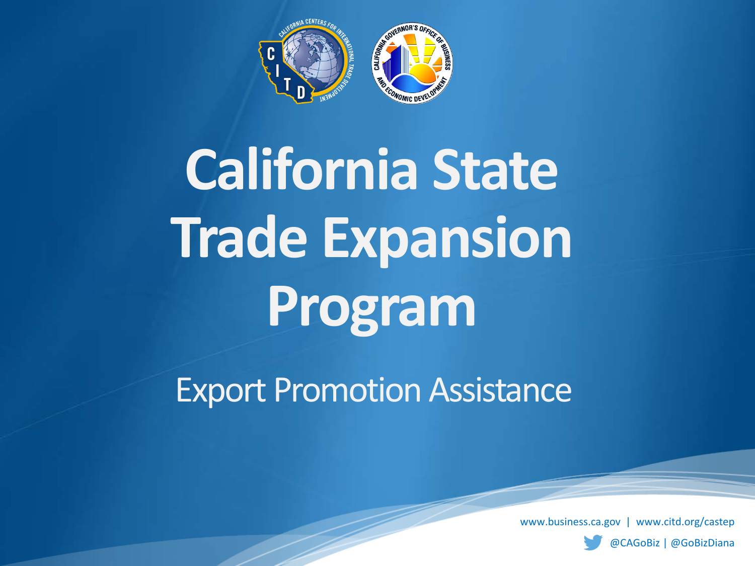# California State Trade Expansion Program

## Export Promotion Assistance

www.business.ca.gov | www.citd.org/castep

@CAGoBiz | @GoBizDiana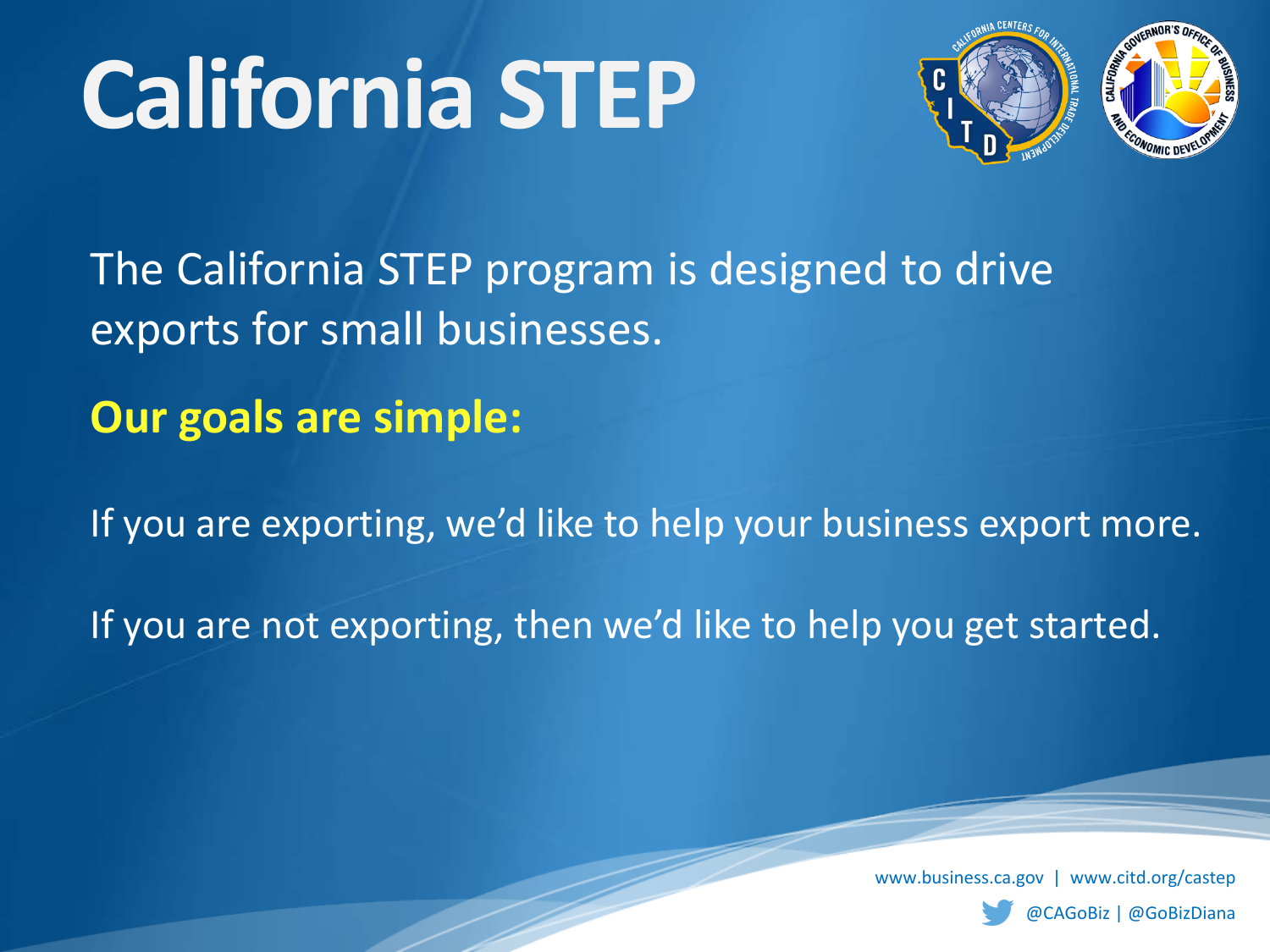# California STEP

The California STEP program is designed to drive exports for small businesses.

**Our goals are simple:**

If you are exporting, we'd like to help your business export more.

If you are not exporting, then we'd like to help you get started.

www.business.ca.gov | www.citd.org/castep

@CAGoBiz | @GoBizDiana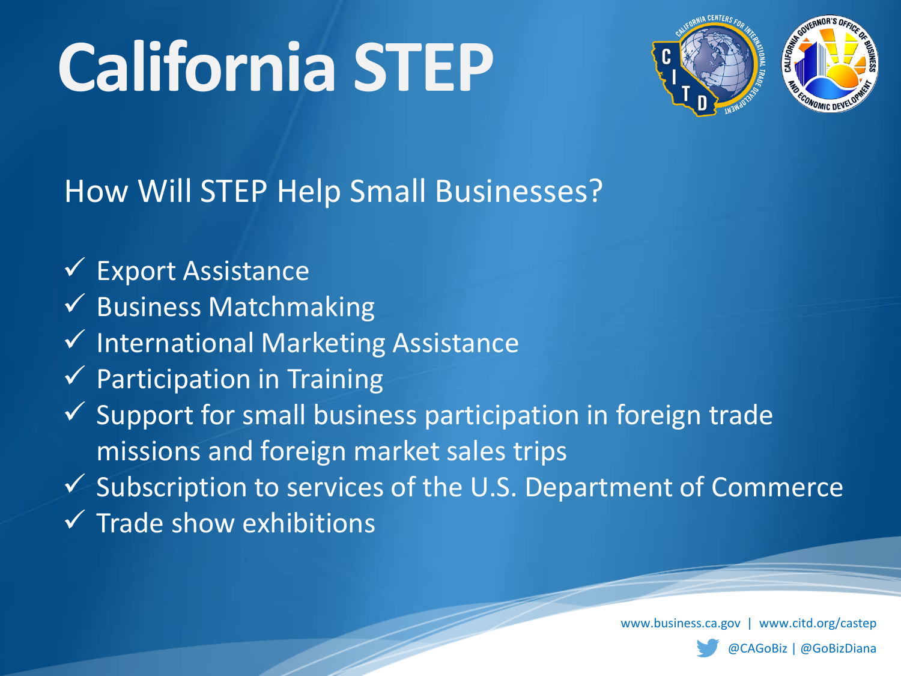# California STEP

## How Will STEP Help Small Businesses?

- ✓ Export Assistance
- ✓ Business Matchmaking
- ✓ International Marketing Assistance
- ✓ Participation in Training
- ✓ Support for small business participation in foreign trade missions and foreign market sales trips
- ✓ Subscription to services of the U.S. Department of Commerce
- ✓ Trade show exhibitions

www.business.ca.gov | www.citd.org/castep

@CAGoBiz | @GoBizDiana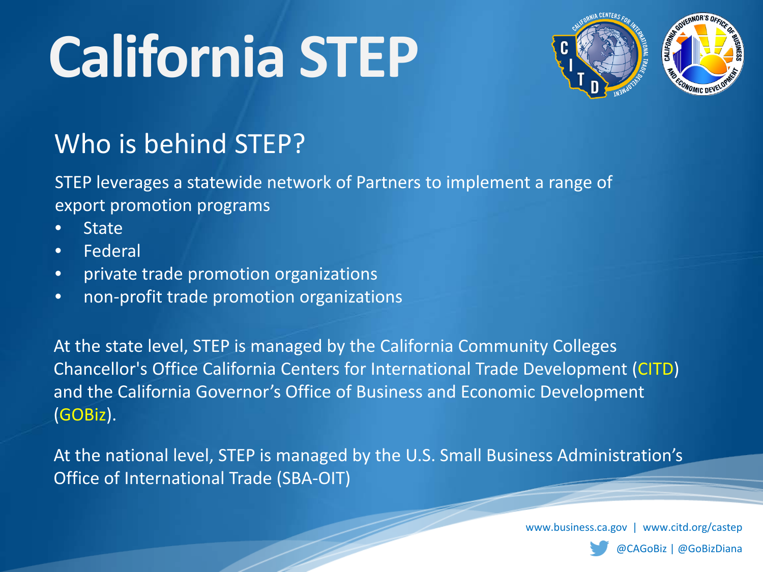# California STEP

## Who is behind STEP?

STEP leverages a statewide network of Partners to implement a range of export promotion programs

- State
- Federal
- private trade promotion organizations
- non-profit trade promotion organizations

At the state level, STEP is managed by the California Community Colleges Chancellor's Office California Centers for International Trade Development (CITD) and the California Governor's Office of Business and Economic Development (GOBiz).

At the national level, STEP is managed by the U.S. Small Business Administration's Office of International Trade (SBA-OIT)

www.business.ca.gov | www.citd.org/castep

@CAGoBiz | @GoBizDiana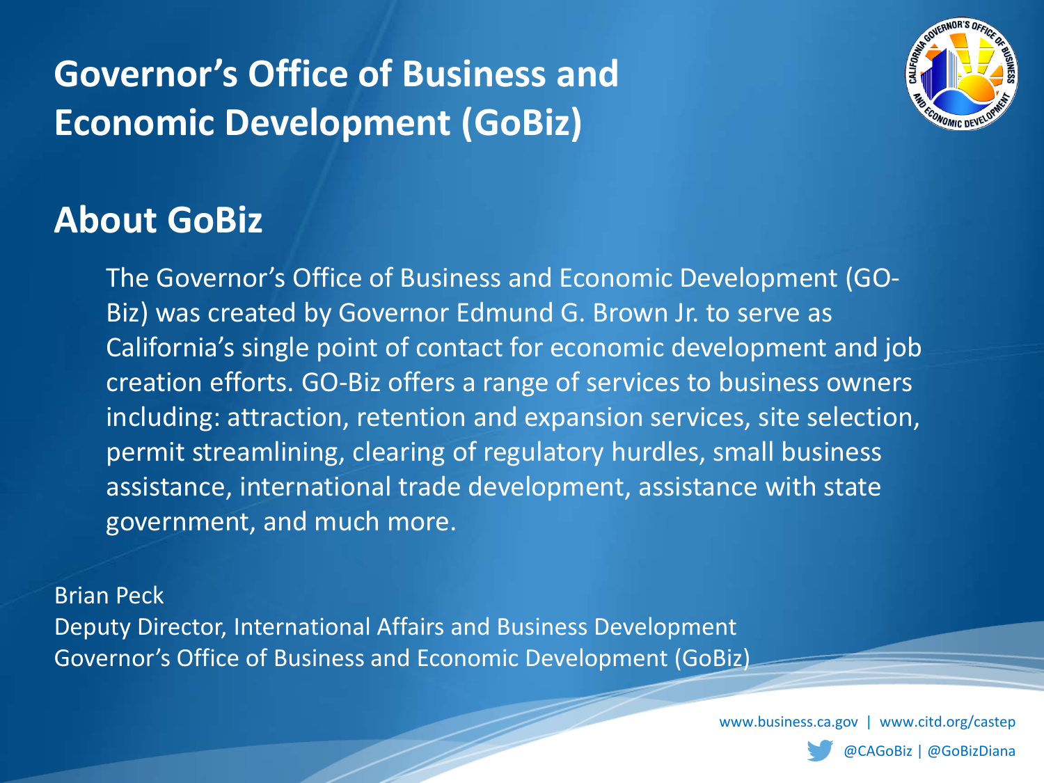# Governor's Office of Business and Economic Development (GoBiz)

## About GoBiz

The Governor's Office of Business and Economic Development (GO-Biz) was created by Governor Edmund G. Brown Jr. to serve as California's single point of contact for economic development and job creation efforts. GO-Biz offers a range of services to business owners including: attraction, retention and expansion services, site selection, permit streamlining, clearing of regulatory hurdles, small business assistance, international trade development, assistance with state government, and much more.

Brian Peck
Deputy Director, International Affairs and Business Development
Governor's Office of Business and Economic Development (GoBiz)

www.business.ca.gov | www.citd.org/castep

@CAGoBiz | @GoBizDiana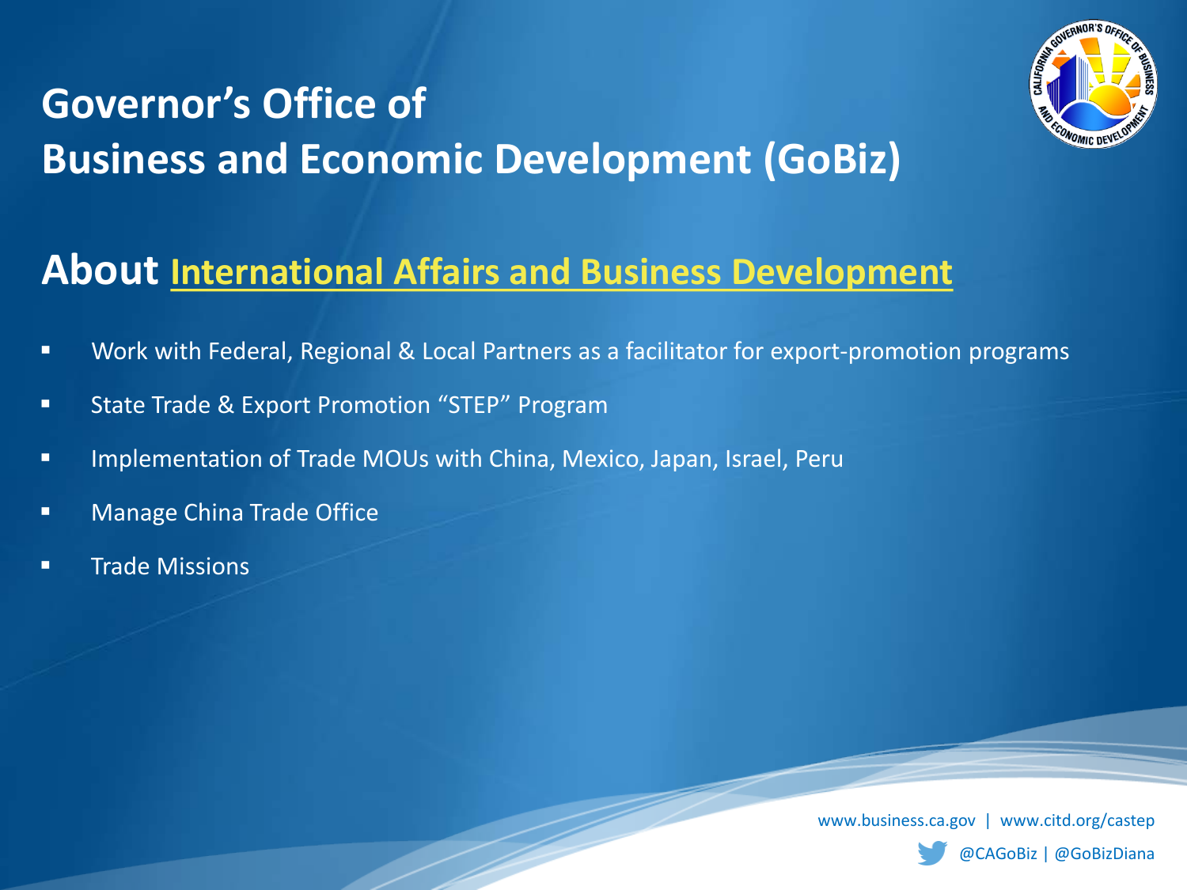# Governor's Office of Business and Economic Development (GoBiz)

## About International Affairs and Business Development

- Work with Federal, Regional & Local Partners as a facilitator for export-promotion programs
- State Trade & Export Promotion "STEP" Program
- Implementation of Trade MOUs with China, Mexico, Japan, Israel, Peru
- Manage China Trade Office
- Trade Missions

www.business.ca.gov | www.citd.org/castep

@CAGoBiz | @GoBizDiana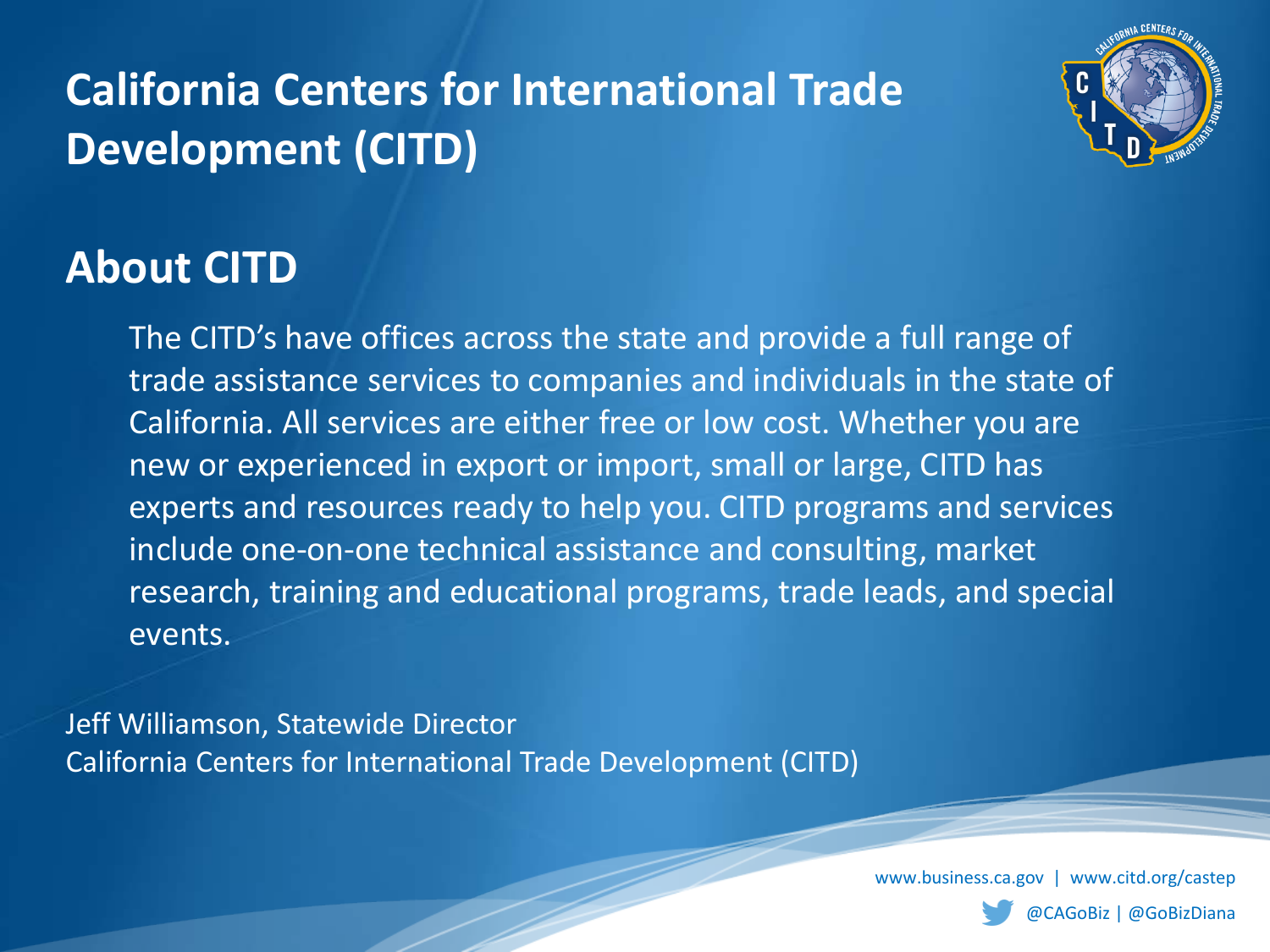# California Centers for International Trade Development (CITD)

## About CITD

The CITD's have offices across the state and provide a full range of trade assistance services to companies and individuals in the state of California. All services are either free or low cost. Whether you are new or experienced in export or import, small or large, CITD has experts and resources ready to help you. CITD programs and services include one-on-one technical assistance and consulting, market research, training and educational programs, trade leads, and special events.

Jeff Williamson, Statewide Director
California Centers for International Trade Development (CITD)

www.business.ca.gov | www.citd.org/castep

@CAGoBiz | @GoBizDiana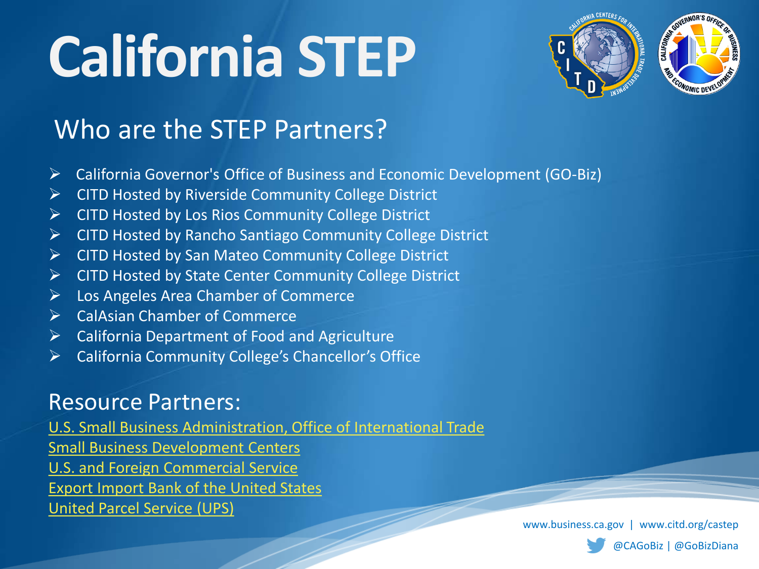# California STEP

## Who are the STEP Partners?

- California Governor's Office of Business and Economic Development (GO-Biz)
- CITD Hosted by Riverside Community College District
- CITD Hosted by Los Rios Community College District
- CITD Hosted by Rancho Santiago Community College District
- CITD Hosted by San Mateo Community College District
- CITD Hosted by State Center Community College District
- Los Angeles Area Chamber of Commerce
- CalAsian Chamber of Commerce
- California Department of Food and Agriculture
- California Community College's Chancellor's Office

## Resource Partners:

U.S. Small Business Administration, Office of International Trade
Small Business Development Centers
U.S. and Foreign Commercial Service
Export Import Bank of the United States
United Parcel Service (UPS)

www.business.ca.gov | www.citd.org/castep

@CAGoBiz | @GoBizDiana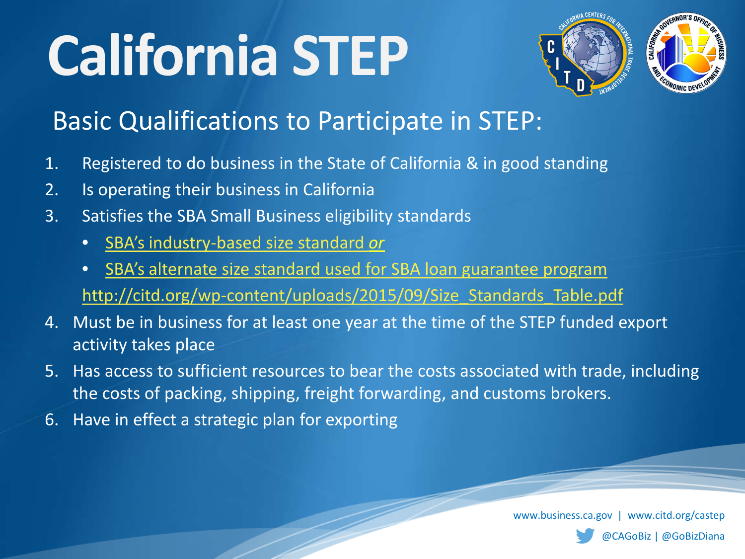# California STEP

## Basic Qualifications to Participate in STEP:

1. Registered to do business in the State of California & in good standing
2. Is operating their business in California
3. Satisfies the SBA Small Business eligibility standards
   - SBA's industry-based size standard *or*
   - SBA's alternate size standard used for SBA loan guarantee program

   http://citd.org/wp-content/uploads/2015/09/Size_Standards_Table.pdf
4. Must be in business for at least one year at the time of the STEP funded export activity takes place
5. Has access to sufficient resources to bear the costs associated with trade, including the costs of packing, shipping, freight forwarding, and customs brokers.
6. Have in effect a strategic plan for exporting

www.business.ca.gov | www.citd.org/castep

@CAGoBiz | @GoBizDiana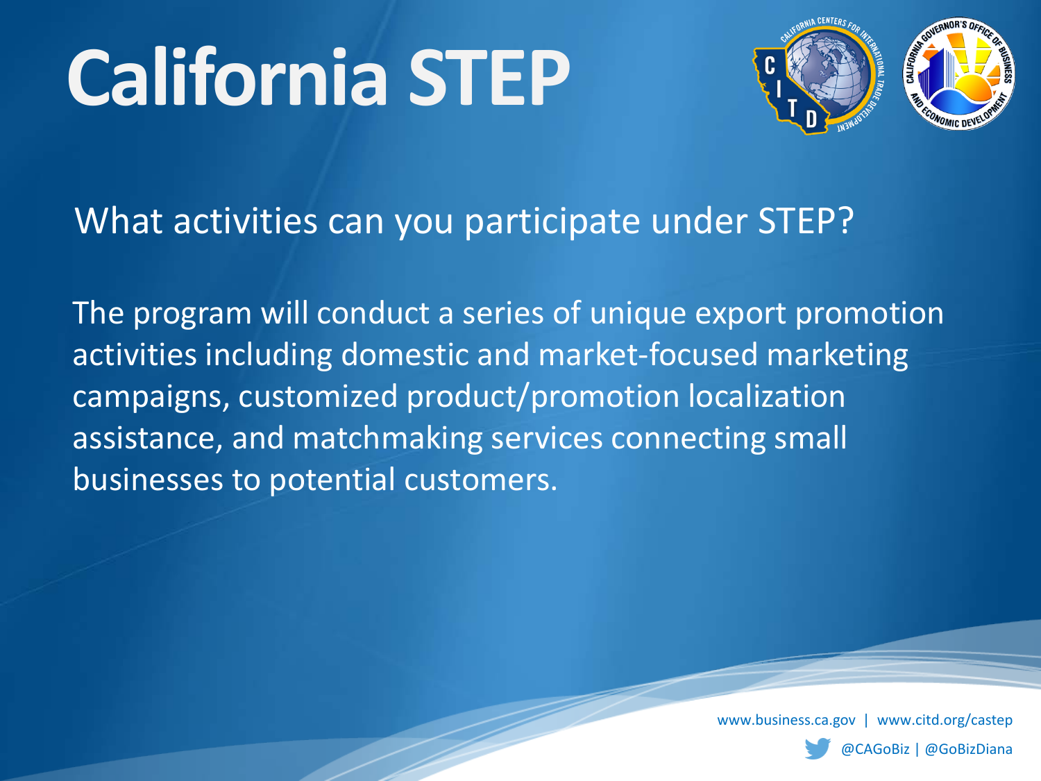# California STEP

What activities can you participate under STEP?

The program will conduct a series of unique export promotion activities including domestic and market-focused marketing campaigns, customized product/promotion localization assistance, and matchmaking services connecting small businesses to potential customers.

www.business.ca.gov | www.citd.org/castep

@CAGoBiz | @GoBizDiana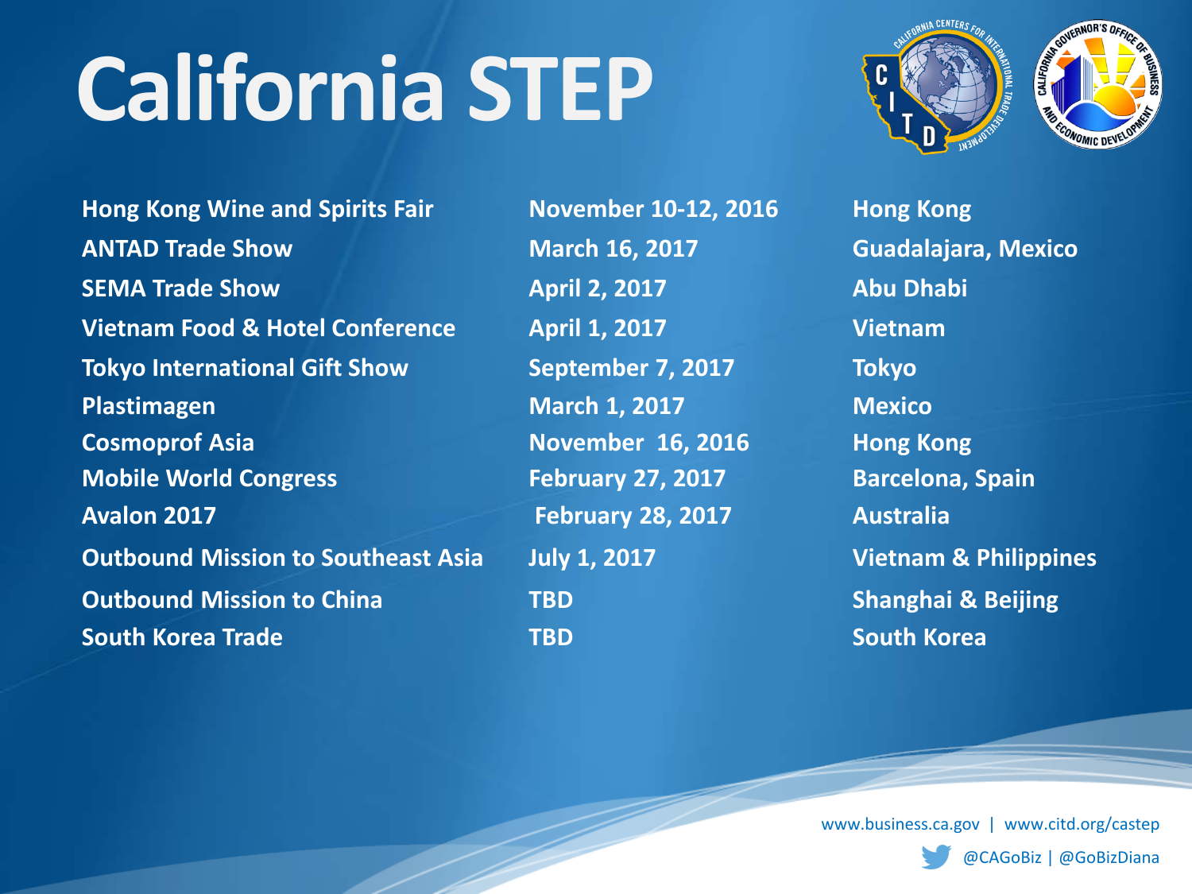# California STEP

| | | |
|---|---|---|
| **Hong Kong Wine and Spirits Fair** | **November 10-12, 2016** | **Hong Kong** |
| **ANTAD Trade Show** | **March 16, 2017** | **Guadalajara, Mexico** |
| **SEMA Trade Show** | **April 2, 2017** | **Abu Dhabi** |
| **Vietnam Food & Hotel Conference** | **April 1, 2017** | **Vietnam** |
| **Tokyo International Gift Show** | **September 7, 2017** | **Tokyo** |
| **Plastimagen** | **March 1, 2017** | **Mexico** |
| **Cosmoprof Asia** | **November 16, 2016** | **Hong Kong** |
| **Mobile World Congress** | **February 27, 2017** | **Barcelona, Spain** |
| **Avalon 2017** | **February 28, 2017** | **Australia** |
| **Outbound Mission to Southeast Asia** | **July 1, 2017** | **Vietnam & Philippines** |
| **Outbound Mission to China** | **TBD** | **Shanghai & Beijing** |
| **South Korea Trade** | **TBD** | **South Korea** |

www.business.ca.gov | www.citd.org/castep

@CAGoBiz | @GoBizDiana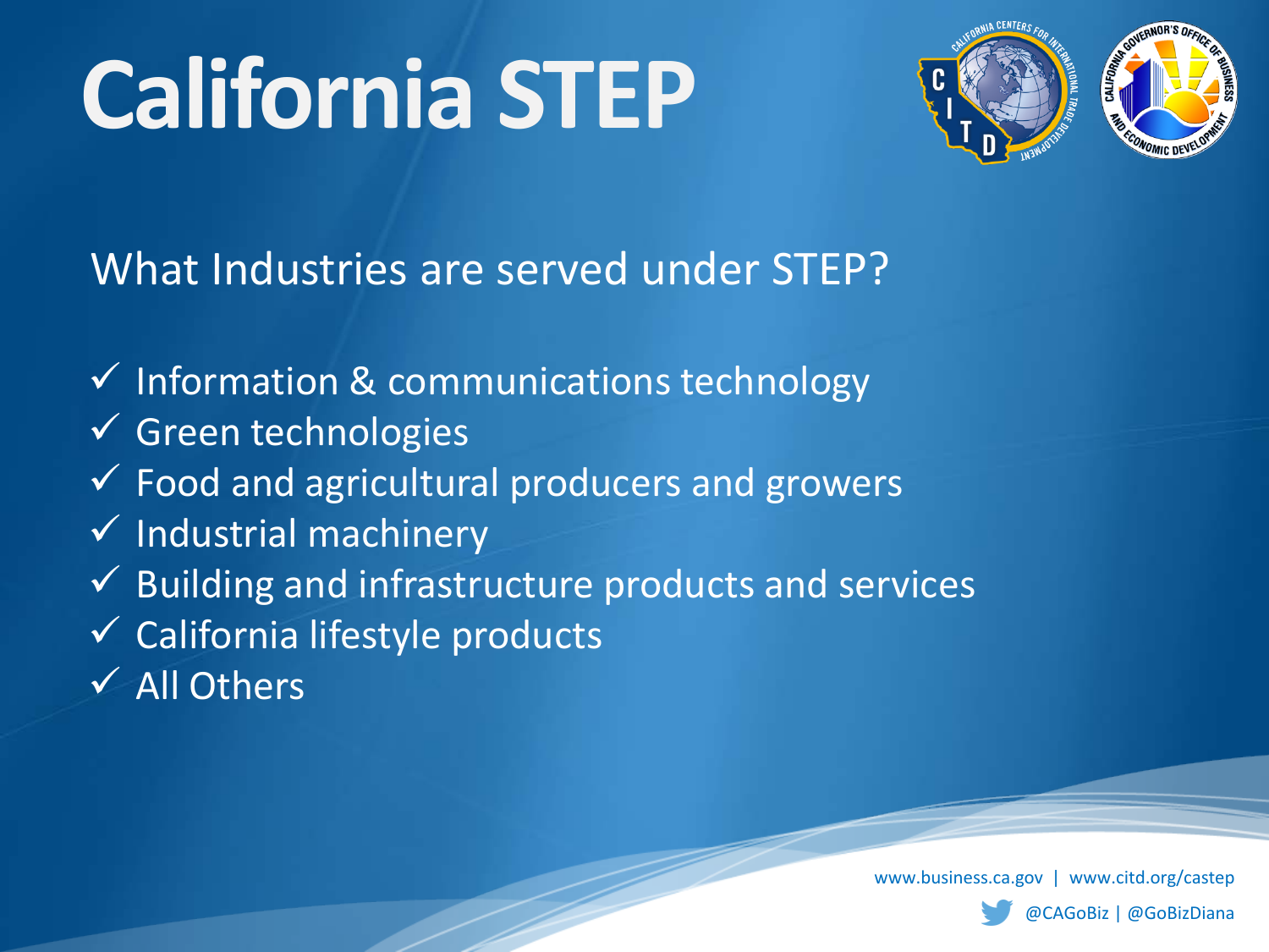# California STEP

What Industries are served under STEP?

- ✓ Information & communications technology
- ✓ Green technologies
- ✓ Food and agricultural producers and growers
- ✓ Industrial machinery
- ✓ Building and infrastructure products and services
- ✓ California lifestyle products
- ✓ All Others

www.business.ca.gov | www.citd.org/castep

@CAGoBiz | @GoBizDiana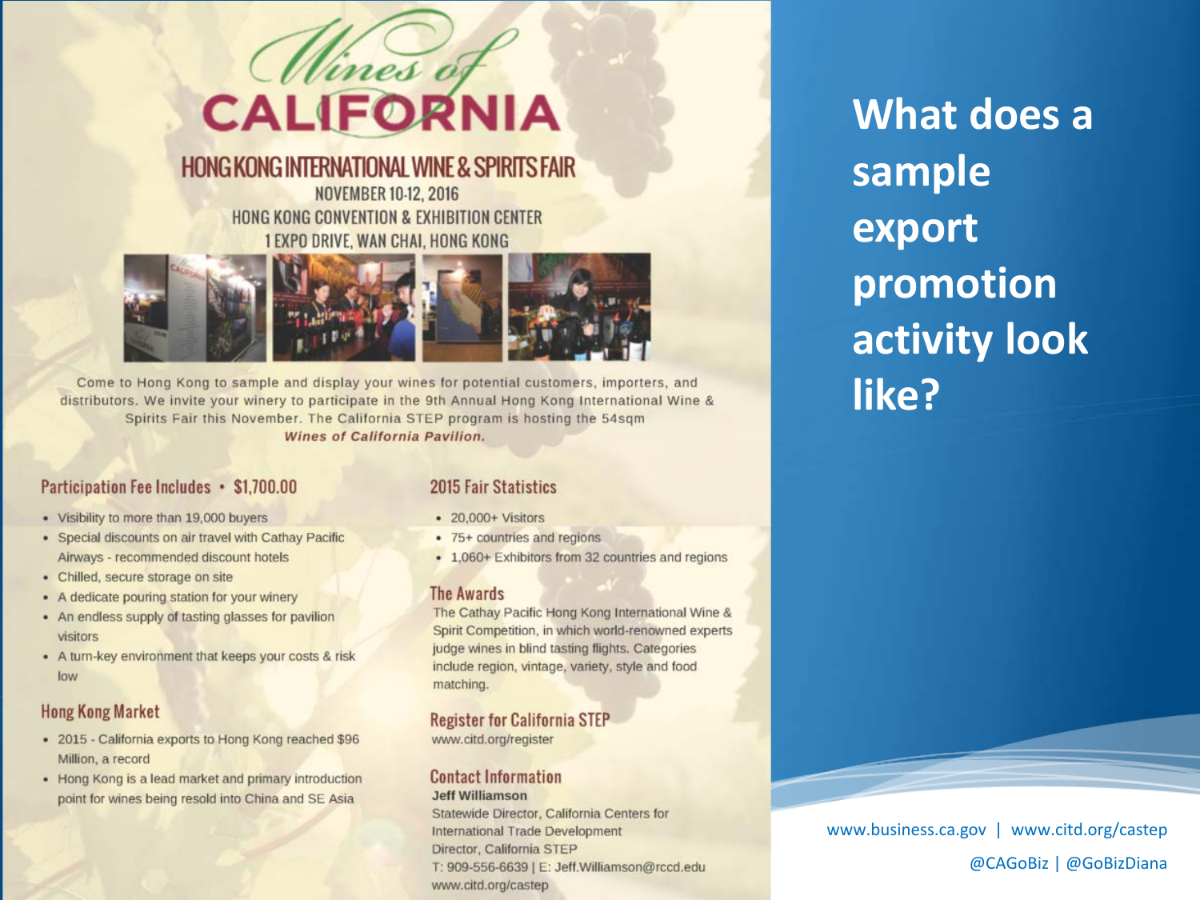# Wines of CALIFORNIA

## HONG KONG INTERNATIONAL WINE & SPIRITS FAIR

NOVEMBER 10-12, 2016

HONG KONG CONVENTION & EXHIBITION CENTER

1 EXPO DRIVE, WAN CHAI, HONG KONG

Come to Hong Kong to sample and display your wines for potential customers, importers, and distributors. We invite your winery to participate in the 9th Annual Hong Kong International Wine & Spirits Fair this November. The California STEP program is hosting the 54sqm ***Wines of California Pavilion.***

### Participation Fee Includes • $1,700.00

- Visibility to more than 19,000 buyers
- Special discounts on air travel with Cathay Pacific Airways - recommended discount hotels
- Chilled, secure storage on site
- A dedicate pouring station for your winery
- An endless supply of tasting glasses for pavilion visitors
- A turn-key environment that keeps your costs & risk low

### Hong Kong Market

- 2015 - California exports to Hong Kong reached $96 Million, a record
- Hong Kong is a lead market and primary introduction point for wines being resold into China and SE Asia

### 2015 Fair Statistics

- 20,000+ Visitors
- 75+ countries and regions
- 1,060+ Exhibitors from 32 countries and regions

### The Awards

The Cathay Pacific Hong Kong International Wine & Spirit Competition, in which world-renowned experts judge wines in blind tasting flights. Categories include region, vintage, variety, style and food matching.

### Register for California STEP

www.citd.org/register

### Contact Information

**Jeff Williamson**

Statewide Director, California Centers for International Trade Development

Director, California STEP

T: 909-556-6639 | E: Jeff.Williamson@rccd.edu

www.citd.org/castep

# What does a sample export promotion activity look like?

www.business.ca.gov | www.citd.org/castep

@CAGoBiz | @GoBizDiana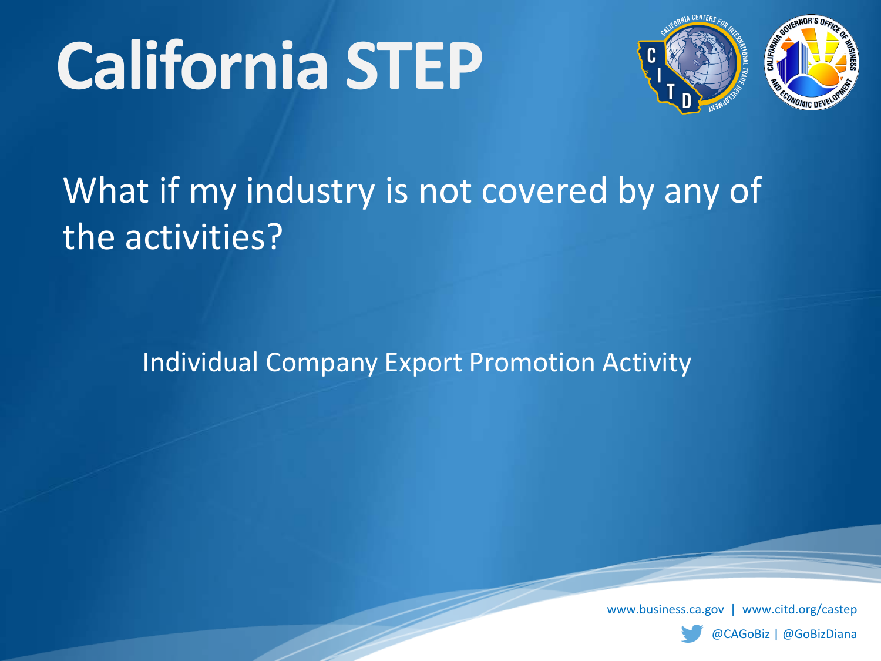# California STEP

## What if my industry is not covered by any of the activities?

Individual Company Export Promotion Activity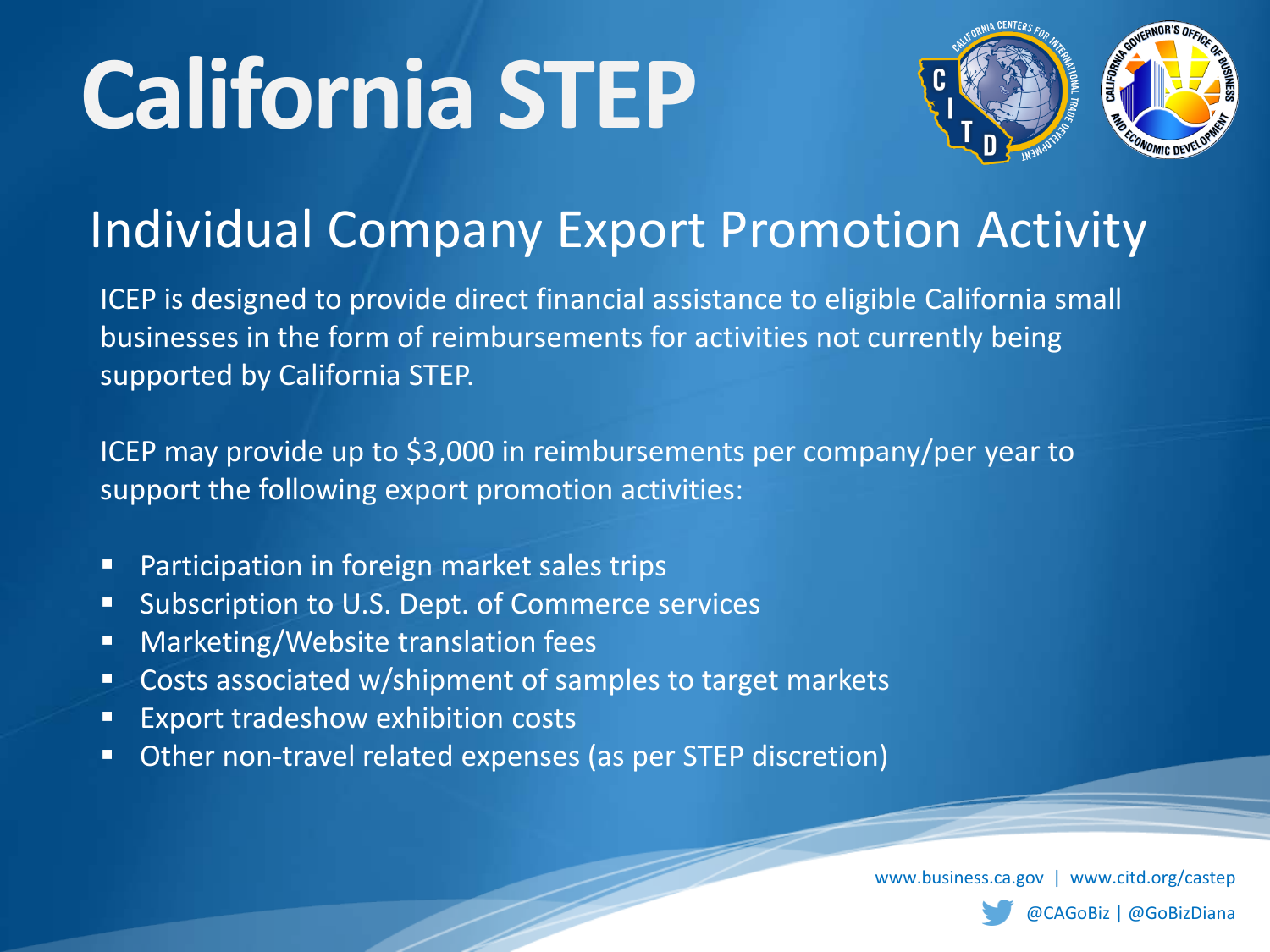# California STEP

## Individual Company Export Promotion Activity

ICEP is designed to provide direct financial assistance to eligible California small businesses in the form of reimbursements for activities not currently being supported by California STEP.

ICEP may provide up to $3,000 in reimbursements per company/per year to support the following export promotion activities:

- Participation in foreign market sales trips
- Subscription to U.S. Dept. of Commerce services
- Marketing/Website translation fees
- Costs associated w/shipment of samples to target markets
- Export tradeshow exhibition costs
- Other non-travel related expenses (as per STEP discretion)

www.business.ca.gov | www.citd.org/castep

@CAGoBiz | @GoBizDiana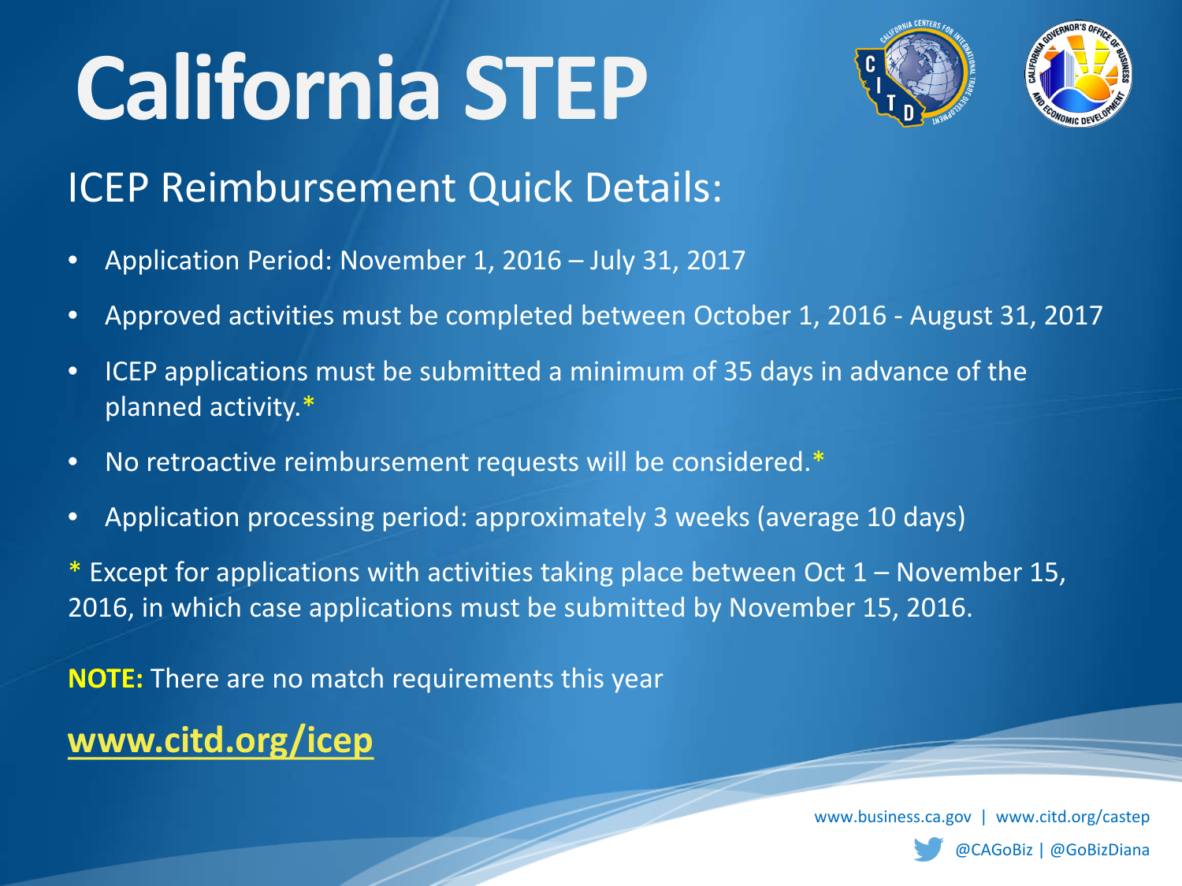# California STEP

## ICEP Reimbursement Quick Details:

- Application Period: November 1, 2016 – July 31, 2017
- Approved activities must be completed between October 1, 2016 - August 31, 2017
- ICEP applications must be submitted a minimum of 35 days in advance of the planned activity.*
- No retroactive reimbursement requests will be considered.*
- Application processing period: approximately 3 weeks (average 10 days)

* Except for applications with activities taking place between Oct 1 – November 15, 2016, in which case applications must be submitted by November 15, 2016.

**NOTE:** There are no match requirements this year

**www.citd.org/icep**

www.business.ca.gov | www.citd.org/castep

@CAGoBiz | @GoBizDiana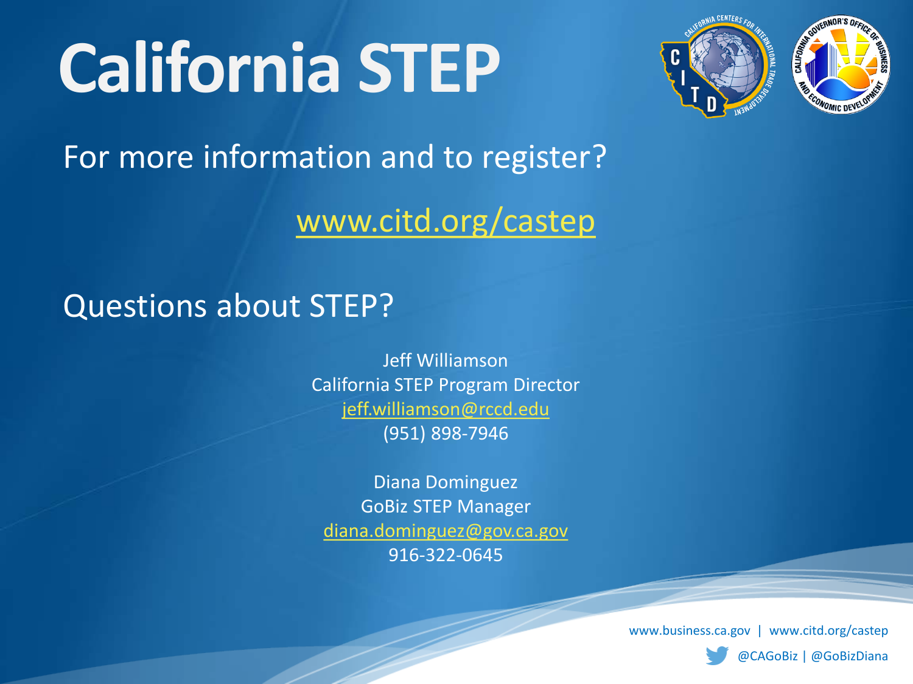# California STEP

For more information and to register?

www.citd.org/castep

Questions about STEP?

Jeff Williamson
California STEP Program Director
jeff.williamson@rccd.edu
(951) 898-7946

Diana Dominguez
GoBiz STEP Manager
diana.dominguez@gov.ca.gov
916-322-0645

www.business.ca.gov | www.citd.org/castep

@CAGoBiz | @GoBizDiana